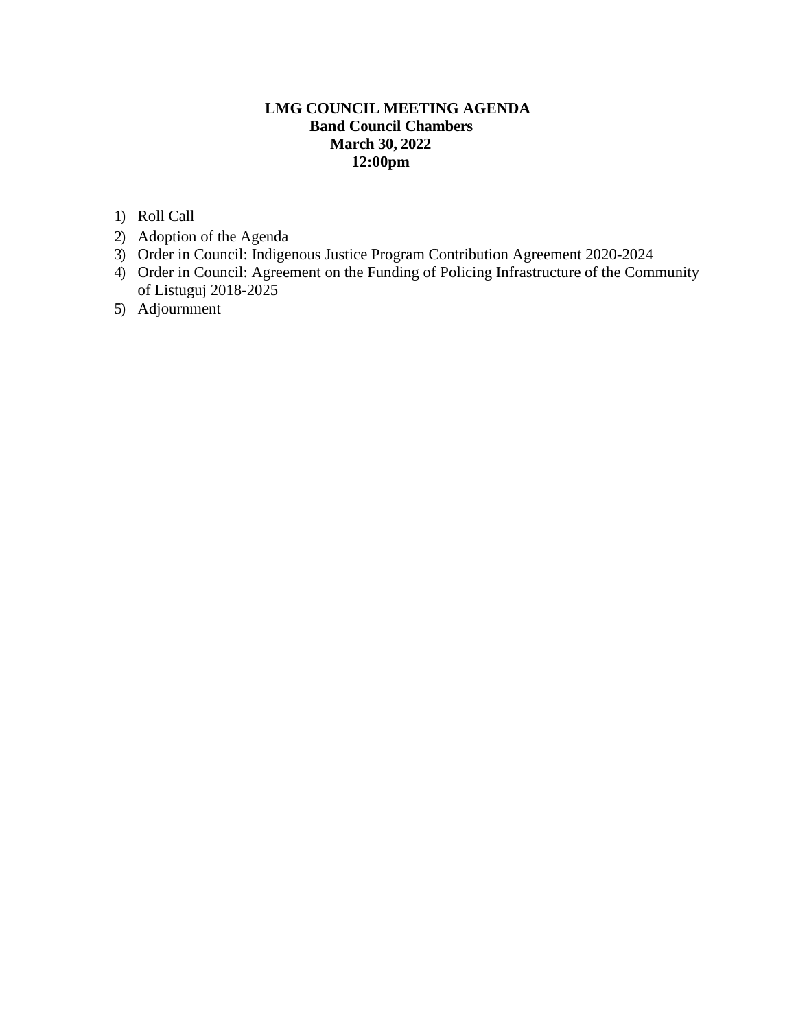**LMG COUNCIL MEETING AGENDA**
**Band Council Chambers**
**March 30, 2022**
**12:00pm**

1) Roll Call
2) Adoption of the Agenda
3) Order in Council: Indigenous Justice Program Contribution Agreement 2020-2024
4) Order in Council: Agreement on the Funding of Policing Infrastructure of the Community of Listuguj 2018-2025
5) Adjournment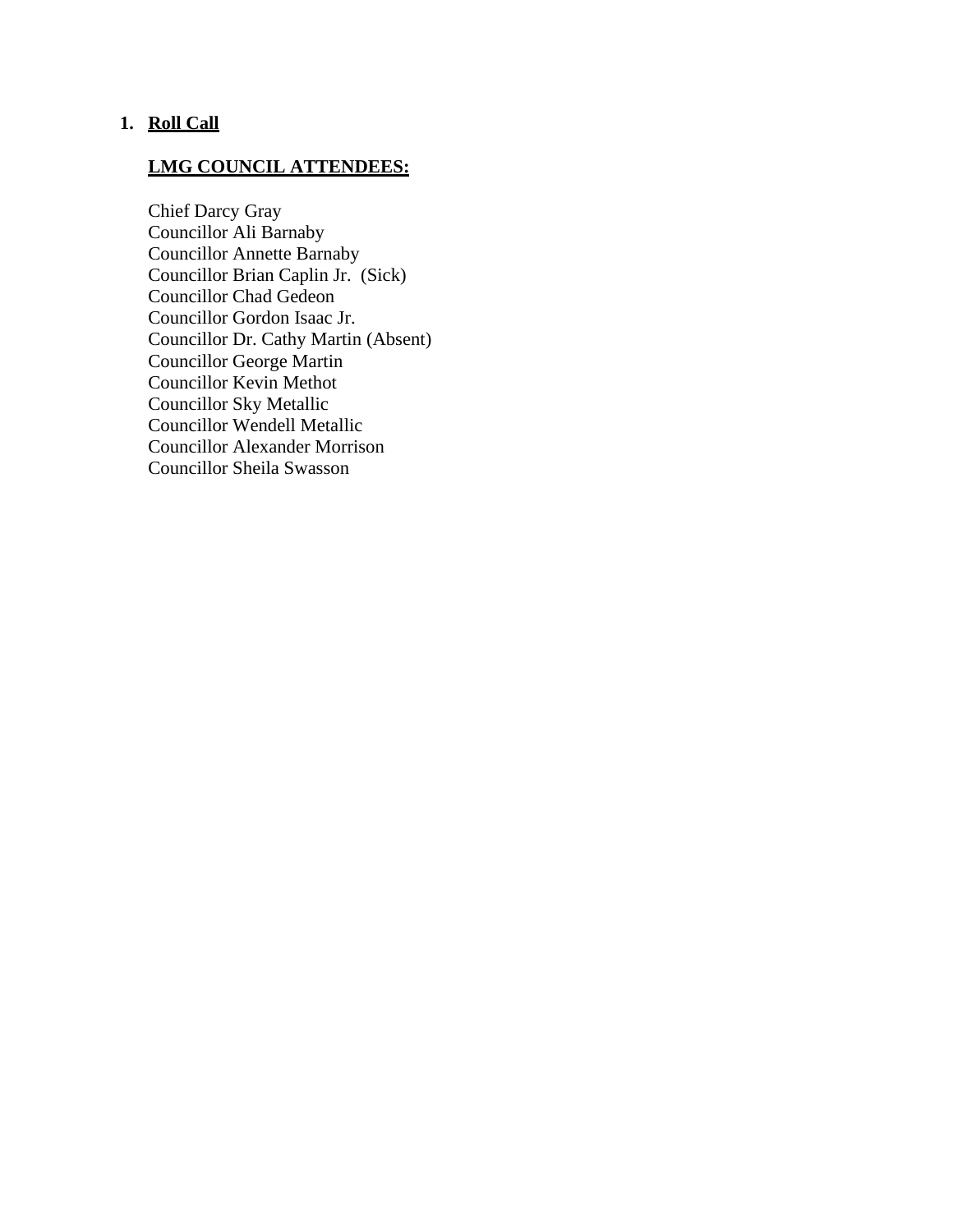1. **Roll Call**

   **LMG COUNCIL ATTENDEES:**

   Chief Darcy Gray
   Councillor Ali Barnaby
   Councillor Annette Barnaby
   Councillor Brian Caplin Jr. (Sick)
   Councillor Chad Gedeon
   Councillor Gordon Isaac Jr.
   Councillor Dr. Cathy Martin (Absent)
   Councillor George Martin
   Councillor Kevin Methot
   Councillor Sky Metallic
   Councillor Wendell Metallic
   Councillor Alexander Morrison
   Councillor Sheila Swasson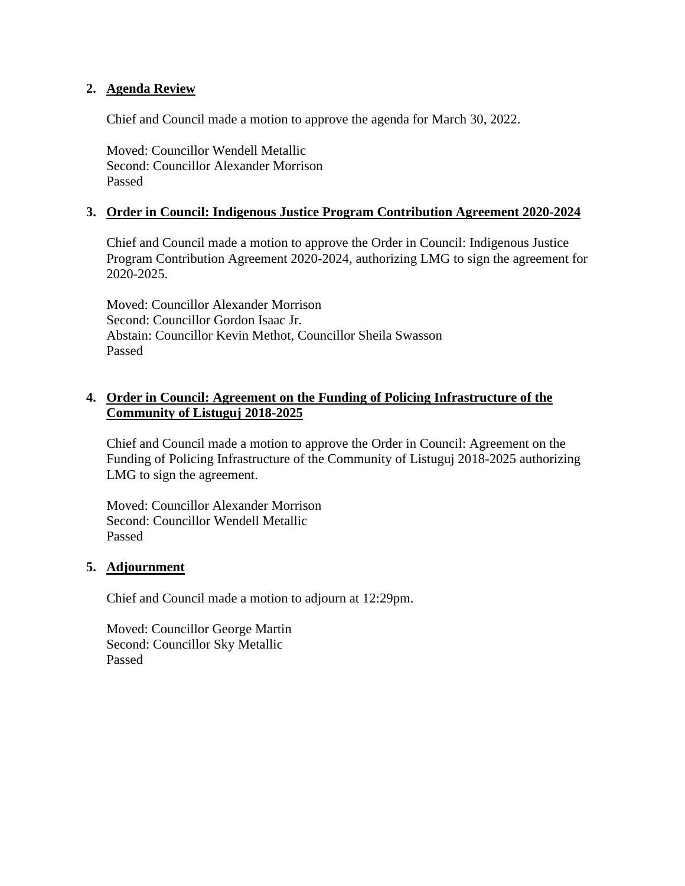2. **Agenda Review**

   Chief and Council made a motion to approve the agenda for March 30, 2022.

   Moved: Councillor Wendell Metallic
   Second: Councillor Alexander Morrison
   Passed

3. **Order in Council: Indigenous Justice Program Contribution Agreement 2020-2024**

   Chief and Council made a motion to approve the Order in Council: Indigenous Justice Program Contribution Agreement 2020-2024, authorizing LMG to sign the agreement for 2020-2025.

   Moved: Councillor Alexander Morrison
   Second: Councillor Gordon Isaac Jr.
   Abstain: Councillor Kevin Methot, Councillor Sheila Swasson
   Passed

4. **Order in Council: Agreement on the Funding of Policing Infrastructure of the Community of Listuguj 2018-2025**

   Chief and Council made a motion to approve the Order in Council: Agreement on the Funding of Policing Infrastructure of the Community of Listuguj 2018-2025 authorizing LMG to sign the agreement.

   Moved: Councillor Alexander Morrison
   Second: Councillor Wendell Metallic
   Passed

5. **Adjournment**

   Chief and Council made a motion to adjourn at 12:29pm.

   Moved: Councillor George Martin
   Second: Councillor Sky Metallic
   Passed